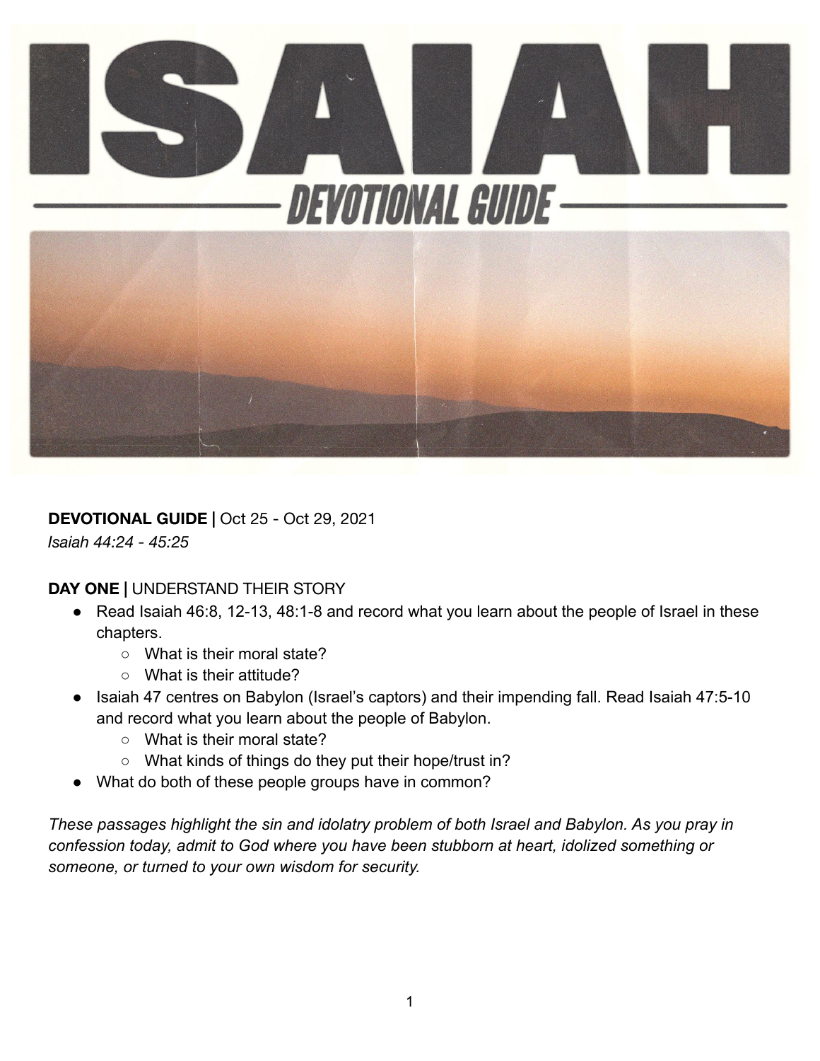# ISAIAH

## DEVOTIONAL GUIDE

**DEVOTIONAL GUIDE |** Oct 25 - Oct 29, 2021
*Isaiah 44:24 - 45:25*

**DAY ONE |** UNDERSTAND THEIR STORY

- Read Isaiah 46:8, 12-13, 48:1-8 and record what you learn about the people of Israel in these chapters.
  - What is their moral state?
  - What is their attitude?
- Isaiah 47 centres on Babylon (Israel's captors) and their impending fall. Read Isaiah 47:5-10 and record what you learn about the people of Babylon.
  - What is their moral state?
  - What kinds of things do they put their hope/trust in?
- What do both of these people groups have in common?

*These passages highlight the sin and idolatry problem of both Israel and Babylon. As you pray in confession today, admit to God where you have been stubborn at heart, idolized something or someone, or turned to your own wisdom for security.*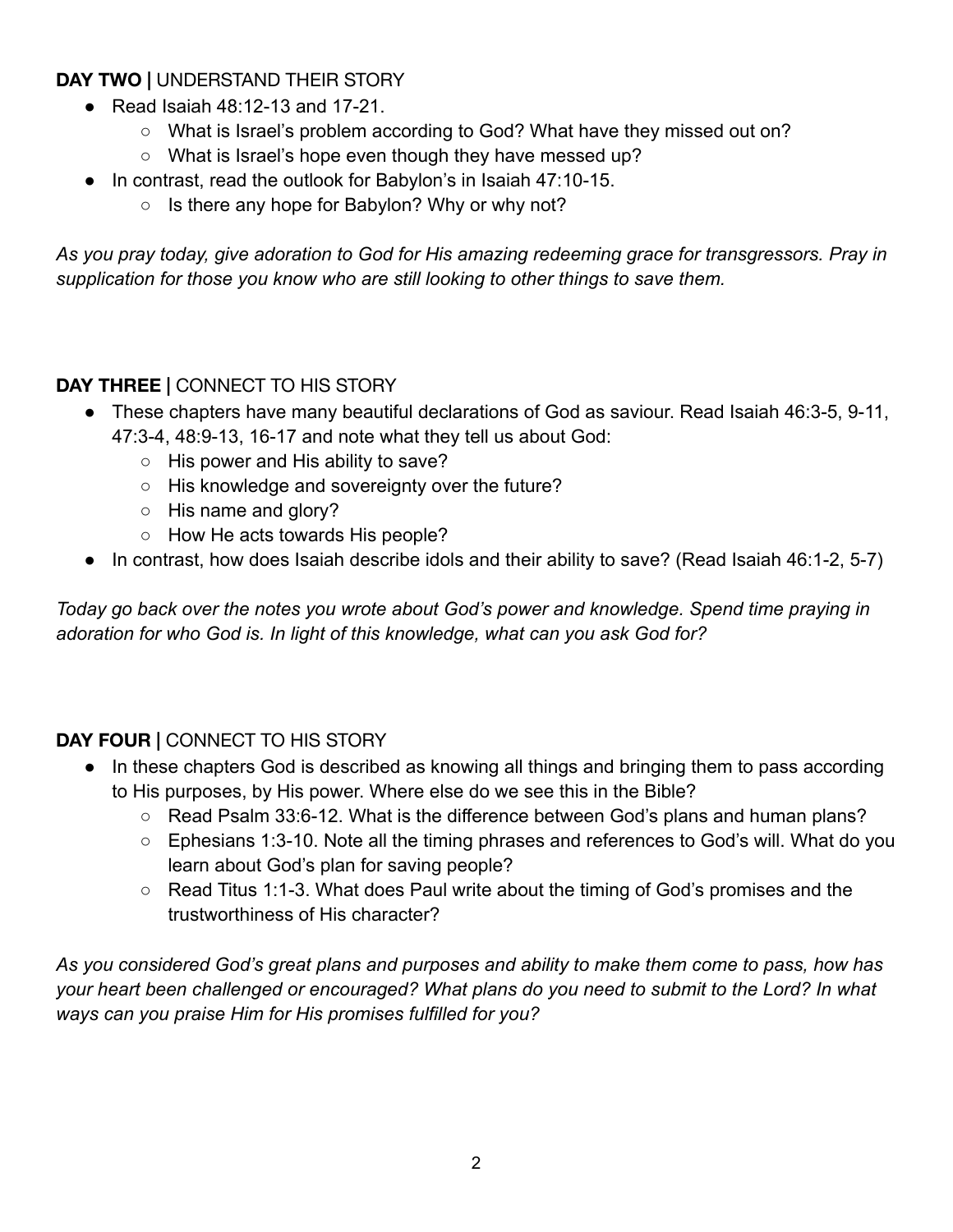**DAY TWO |** UNDERSTAND THEIR STORY

- Read Isaiah 48:12-13 and 17-21.
  - What is Israel's problem according to God? What have they missed out on?
  - What is Israel's hope even though they have messed up?
- In contrast, read the outlook for Babylon's in Isaiah 47:10-15.
  - Is there any hope for Babylon? Why or why not?

*As you pray today, give adoration to God for His amazing redeeming grace for transgressors. Pray in supplication for those you know who are still looking to other things to save them.*

**DAY THREE |** CONNECT TO HIS STORY

- These chapters have many beautiful declarations of God as saviour. Read Isaiah 46:3-5, 9-11, 47:3-4, 48:9-13, 16-17 and note what they tell us about God:
  - His power and His ability to save?
  - His knowledge and sovereignty over the future?
  - His name and glory?
  - How He acts towards His people?
- In contrast, how does Isaiah describe idols and their ability to save? (Read Isaiah 46:1-2, 5-7)

*Today go back over the notes you wrote about God's power and knowledge. Spend time praying in adoration for who God is. In light of this knowledge, what can you ask God for?*

**DAY FOUR |** CONNECT TO HIS STORY

- In these chapters God is described as knowing all things and bringing them to pass according to His purposes, by His power. Where else do we see this in the Bible?
  - Read Psalm 33:6-12. What is the difference between God's plans and human plans?
  - Ephesians 1:3-10. Note all the timing phrases and references to God's will. What do you learn about God's plan for saving people?
  - Read Titus 1:1-3. What does Paul write about the timing of God's promises and the trustworthiness of His character?

*As you considered God's great plans and purposes and ability to make them come to pass, how has your heart been challenged or encouraged? What plans do you need to submit to the Lord? In what ways can you praise Him for His promises fulfilled for you?*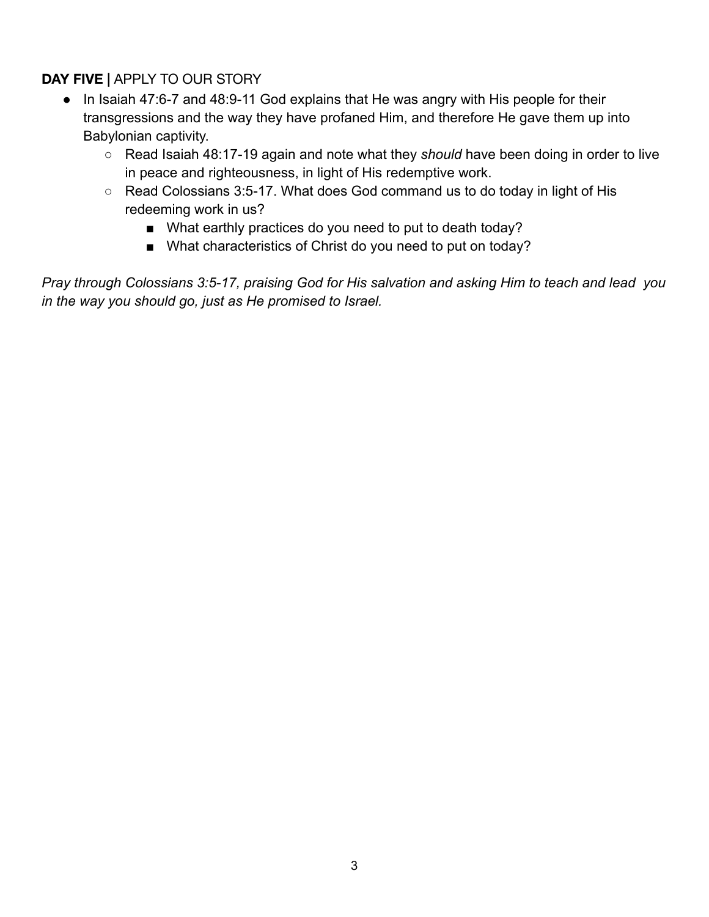**DAY FIVE |** APPLY TO OUR STORY

- In Isaiah 47:6-7 and 48:9-11 God explains that He was angry with His people for their transgressions and the way they have profaned Him, and therefore He gave them up into Babylonian captivity.
  - Read Isaiah 48:17-19 again and note what they *should* have been doing in order to live in peace and righteousness, in light of His redemptive work.
  - Read Colossians 3:5-17. What does God command us to do today in light of His redeeming work in us?
    - What earthly practices do you need to put to death today?
    - What characteristics of Christ do you need to put on today?

*Pray through Colossians 3:5-17, praising God for His salvation and asking Him to teach and lead you in the way you should go, just as He promised to Israel.*